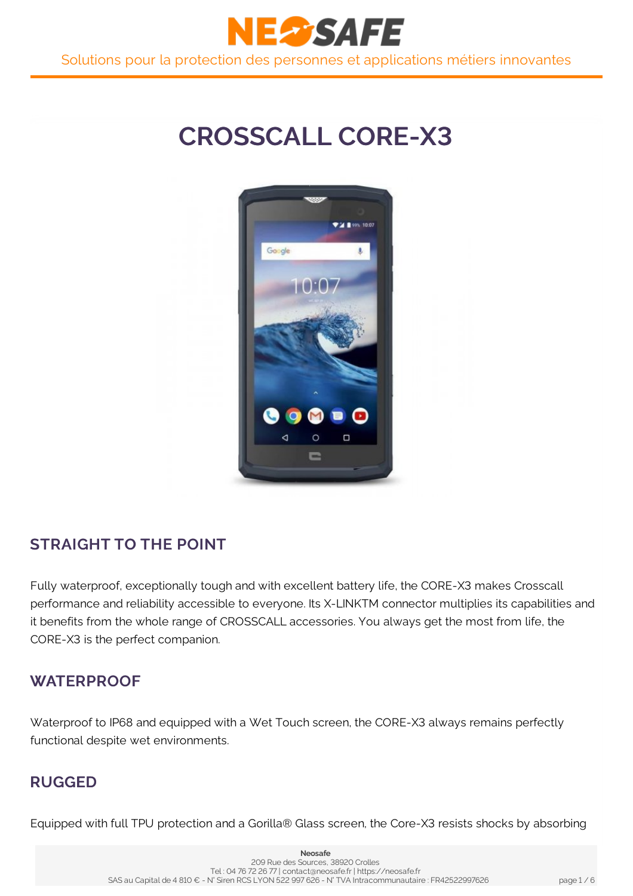# CROSSCALL CORE-X3

## STRAIGHT TO THE POINT

Fully waterproof, exceptionally tough and with excellent battery life, the CORE-X3 makes Crosscall performance and reliability accessible to everyone. Its X-LINKTM connector multiplies its capabilities and it benefits from the whole range of CROSSCALL accessories. You always get the most from life, the CORE-X3 is the perfect companion.

## WATERPROOF

Waterproof to IP68 and equipped with a Wet Touch screen, the CORE-X3 always remains perfectly functional despite wet environments.

## RUGGED

Equipped with full TPU protection and a Gorilla® Glass screen, the Core-X3 resists shocks by absorbing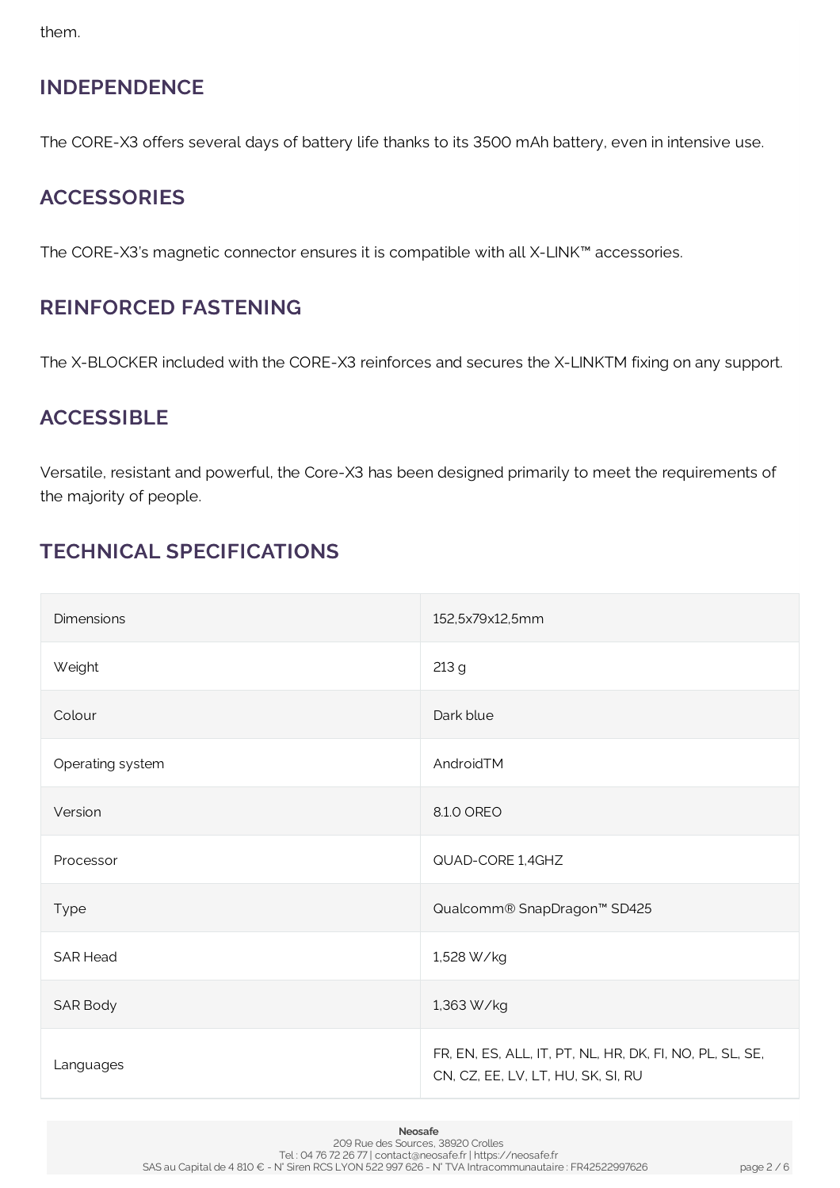them.

## INDEPENDENCE

The CORE-X3 offers several days of battery life thanks to its 3500 mAh battery, even in intensive use.

## ACCESSORIES

The CORE-X3's magnetic connector ensures it is compatible with all X-LINK™ accessories.

## REINFORCED FASTENING

The X-BLOCKER included with the CORE-X3 reinforces and secures the X-LINKTM fixing on any support.

## ACCESSIBLE

Versatile, resistant and powerful, the Core-X3 has been designed primarily to meet the requirements of the majority of people.

## TECHNICAL SPECIFICATIONS

| | |
|---|---|
| Dimensions | 152,5x79x12,5mm |
| Weight | 213 g |
| Colour | Dark blue |
| Operating system | AndroidTM |
| Version | 8.1.0 OREO |
| Processor | QUAD-CORE 1,4GHZ |
| Type | Qualcomm® SnapDragon™ SD425 |
| SAR Head | 1,528 W/kg |
| SAR Body | 1,363 W/kg |
| Languages | FR, EN, ES, ALL, IT, PT, NL, HR, DK, FI, NO, PL, SL, SE, CN, CZ, EE, LV, LT, HU, SK, SI, RU |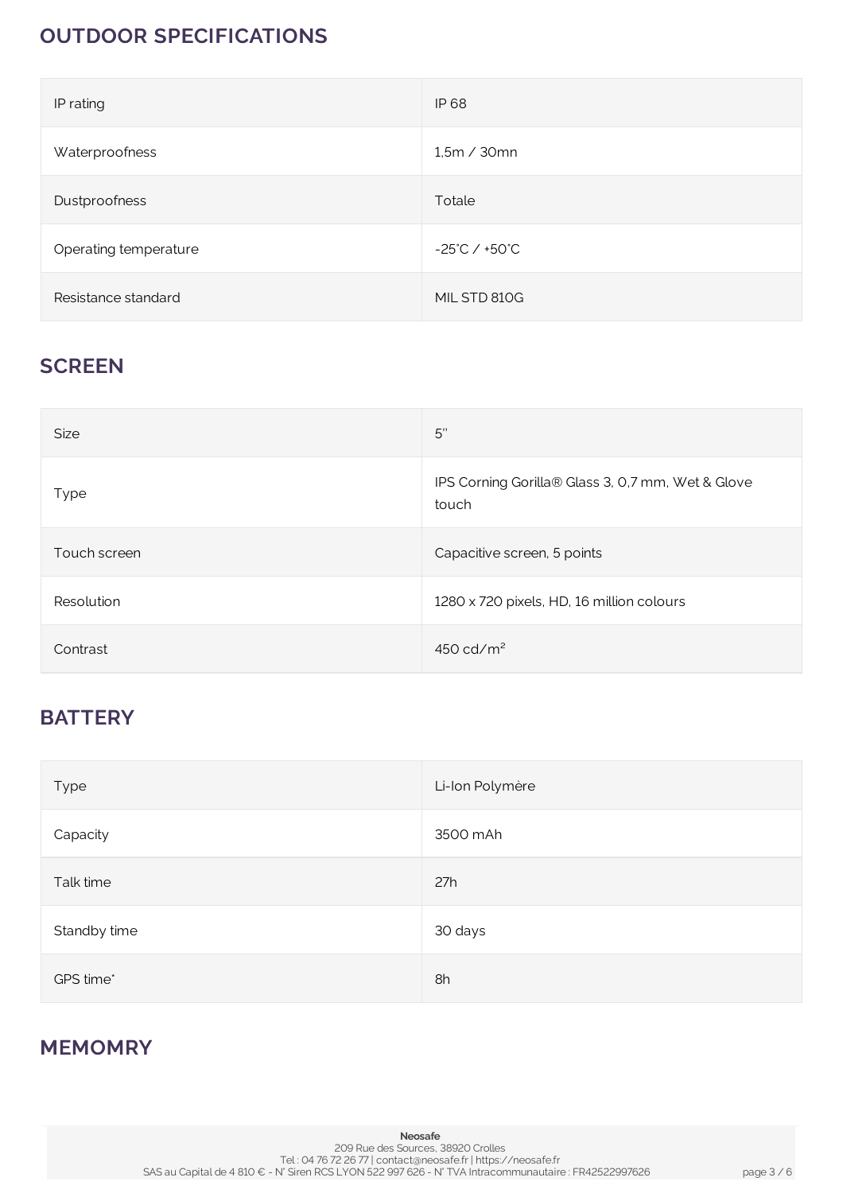## OUTDOOR SPECIFICATIONS

| | |
|---|---|
| IP rating | IP 68 |
| Waterproofness | 1,5m / 30mn |
| Dustproofness | Totale |
| Operating temperature | -25°C / +50°C |
| Resistance standard | MIL STD 810G |

## SCREEN

| | |
|---|---|
| Size | 5'' |
| Type | IPS Corning Gorilla® Glass 3, 0,7 mm, Wet & Glove touch |
| Touch screen | Capacitive screen, 5 points |
| Resolution | 1280 x 720 pixels, HD, 16 million colours |
| Contrast | 450 cd/m² |

## BATTERY

| | |
|---|---|
| Type | Li-Ion Polymère |
| Capacity | 3500 mAh |
| Talk time | 27h |
| Standby time | 30 days |
| GPS time* | 8h |

## MEMOMRY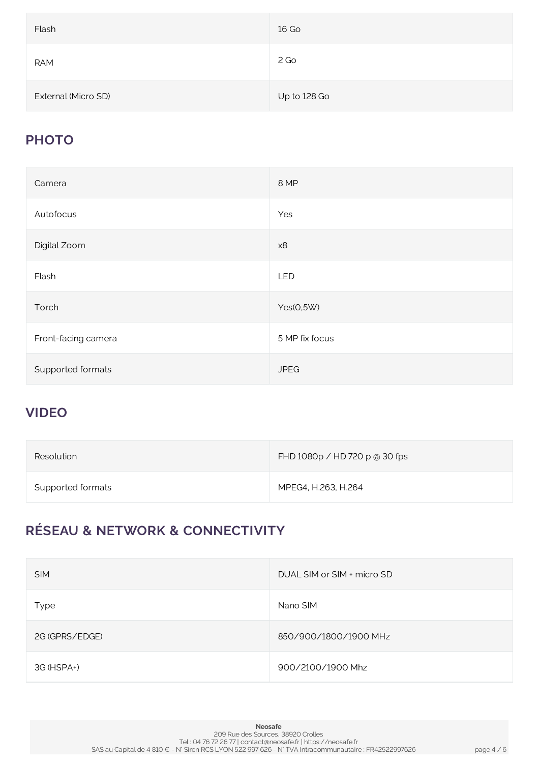| | |
|---|---|
| Flash | 16 Go |
| RAM | 2 Go |
| External (Micro SD) | Up to 128 Go |

## PHOTO

| | |
|---|---|
| Camera | 8 MP |
| Autofocus | Yes |
| Digital Zoom | x8 |
| Flash | LED |
| Torch | Yes(0,5W) |
| Front-facing camera | 5 MP fix focus |
| Supported formats | JPEG |

## VIDEO

| | |
|---|---|
| Resolution | FHD 1080p / HD 720 p @ 30 fps |
| Supported formats | MPEG4, H.263, H.264 |

## RÉSEAU & NETWORK & CONNECTIVITY

| | |
|---|---|
| SIM | DUAL SIM or SIM + micro SD |
| Type | Nano SIM |
| 2G (GPRS/EDGE) | 850/900/1800/1900 MHz |
| 3G (HSPA+) | 900/2100/1900 Mhz |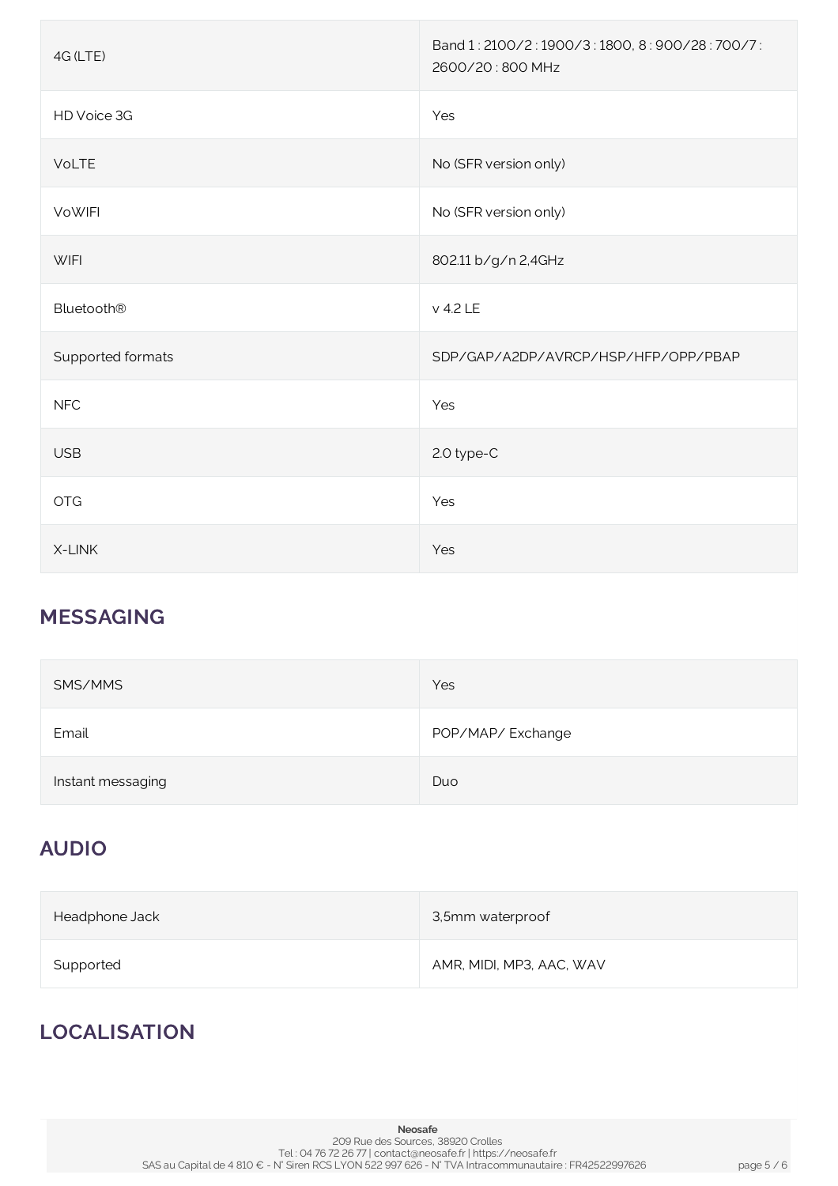| | |
|---|---|
| 4G (LTE) | Band 1 : 2100/2 : 1900/3 : 1800, 8 : 900/28 : 700/7 : 2600/20 : 800 MHz |
| HD Voice 3G | Yes |
| VoLTE | No (SFR version only) |
| VoWIFI | No (SFR version only) |
| WIFI | 802.11 b/g/n 2,4GHz |
| Bluetooth® | v 4.2 LE |
| Supported formats | SDP/GAP/A2DP/AVRCP/HSP/HFP/OPP/PBAP |
| NFC | Yes |
| USB | 2.0 type-C |
| OTG | Yes |
| X-LINK | Yes |

## MESSAGING

| | |
|---|---|
| SMS/MMS | Yes |
| Email | POP/MAP/ Exchange |
| Instant messaging | Duo |

## AUDIO

| | |
|---|---|
| Headphone Jack | 3,5mm waterproof |
| Supported | AMR, MIDI, MP3, AAC, WAV |

## LOCALISATION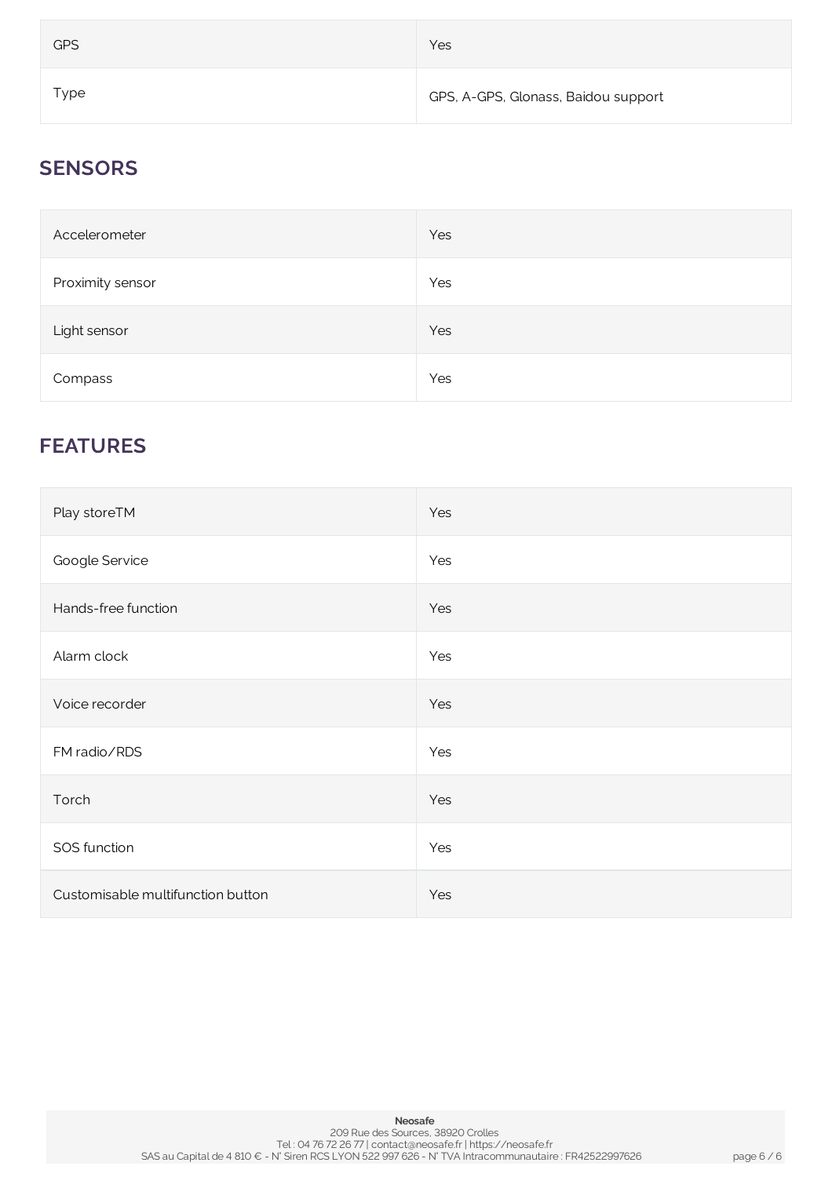| | |
|---|---|
| GPS | Yes |
| Type | GPS, A-GPS, Glonass, Baidou support |

## SENSORS

| | |
|---|---|
| Accelerometer | Yes |
| Proximity sensor | Yes |
| Light sensor | Yes |
| Compass | Yes |

## FEATURES

| | |
|---|---|
| Play storeTM | Yes |
| Google Service | Yes |
| Hands-free function | Yes |
| Alarm clock | Yes |
| Voice recorder | Yes |
| FM radio/RDS | Yes |
| Torch | Yes |
| SOS function | Yes |
| Customisable multifunction button | Yes |

**Neosafe**
209 Rue des Sources, 38920 Crolles
Tel : 04 76 72 26 77 | contact@neosafe.fr | https://neosafe.fr
SAS au Capital de 4 810 € - N° Siren RCS LYON 522 997 626 - N° TVA Intracommunautaire : FR42522997626